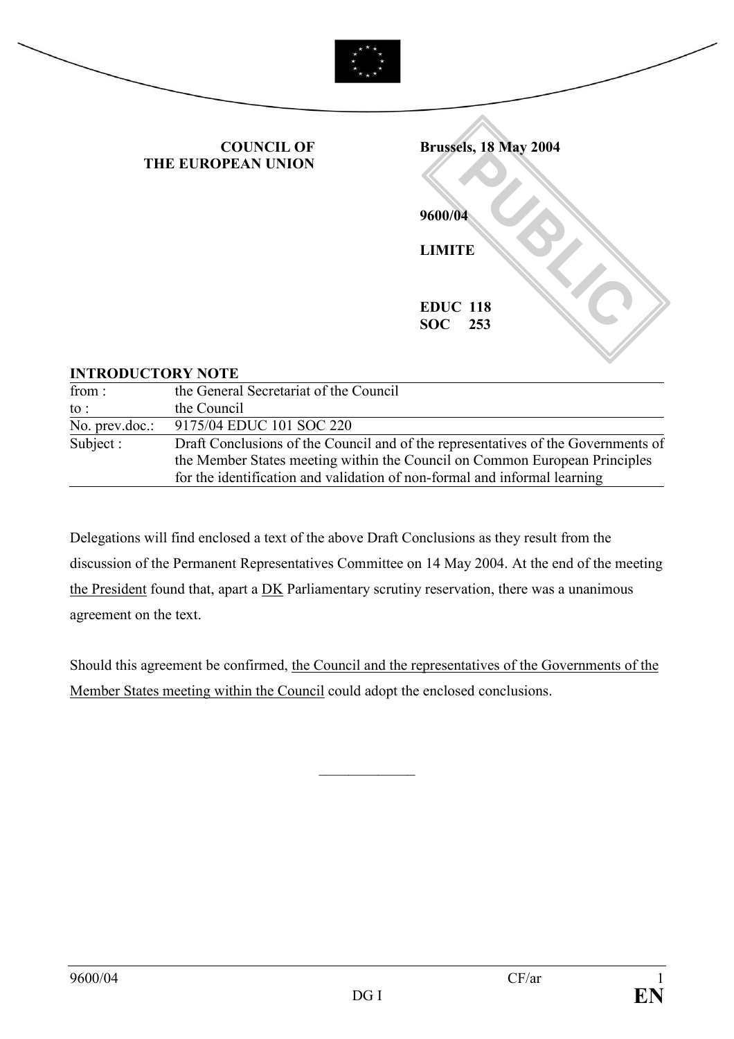**COUNCIL OF THE EUROPEAN UNION**

**Brussels, 18 May 2004**

**9600/04**

**LIMITE**

**EDUC 118**
**SOC 253**

PUBLIC

**INTRODUCTORY NOTE**

| | |
|---|---|
| from : | the General Secretariat of the Council |
| to : | the Council |
| No. prev.doc.: | 9175/04 EDUC 101 SOC 220 |
| Subject : | Draft Conclusions of the Council and of the representatives of the Governments of the Member States meeting within the Council on Common European Principles for the identification and validation of non-formal and informal learning |

Delegations will find enclosed a text of the above Draft Conclusions as they result from the discussion of the Permanent Representatives Committee on 14 May 2004. At the end of the meeting the President found that, apart a DK Parliamentary scrutiny reservation, there was a unanimous agreement on the text.

Should this agreement be confirmed, the Council and the representatives of the Governments of the Member States meeting within the Council could adopt the enclosed conclusions.

\_\_\_\_\_\_\_\_\_\_\_\_\_\_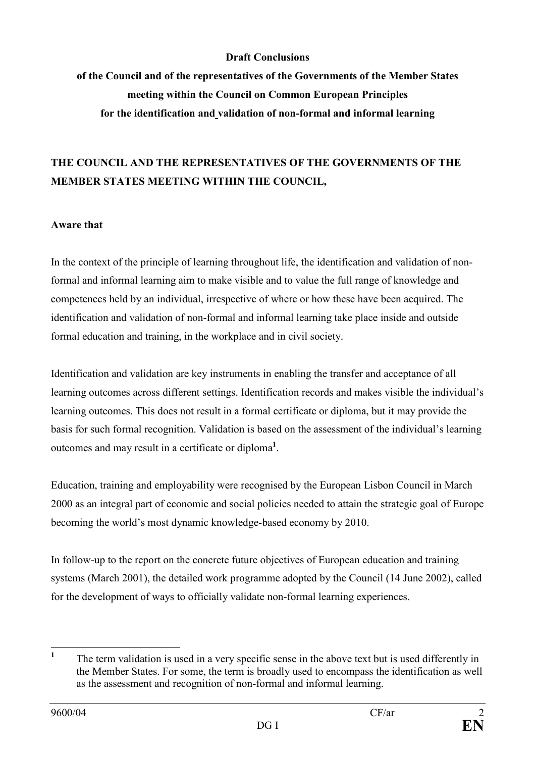**Draft Conclusions**

**of the Council and of the representatives of the Governments of the Member States meeting within the Council on Common European Principles for the identification and validation of non-formal and informal learning**

**THE COUNCIL AND THE REPRESENTATIVES OF THE GOVERNMENTS OF THE MEMBER STATES MEETING WITHIN THE COUNCIL,**

**Aware that**

In the context of the principle of learning throughout life, the identification and validation of non-formal and informal learning aim to make visible and to value the full range of knowledge and competences held by an individual, irrespective of where or how these have been acquired. The identification and validation of non-formal and informal learning take place inside and outside formal education and training, in the workplace and in civil society.

Identification and validation are key instruments in enabling the transfer and acceptance of all learning outcomes across different settings. Identification records and makes visible the individual's learning outcomes. This does not result in a formal certificate or diploma, but it may provide the basis for such formal recognition. Validation is based on the assessment of the individual's learning outcomes and may result in a certificate or diploma[1].

Education, training and employability were recognised by the European Lisbon Council in March 2000 as an integral part of economic and social policies needed to attain the strategic goal of Europe becoming the world's most dynamic knowledge-based economy by 2010.

In follow-up to the report on the concrete future objectives of European education and training systems (March 2001), the detailed work programme adopted by the Council (14 June 2002), called for the development of ways to officially validate non-formal learning experiences.

---

[1] The term validation is used in a very specific sense in the above text but is used differently in the Member States. For some, the term is broadly used to encompass the identification as well as the assessment and recognition of non-formal and informal learning.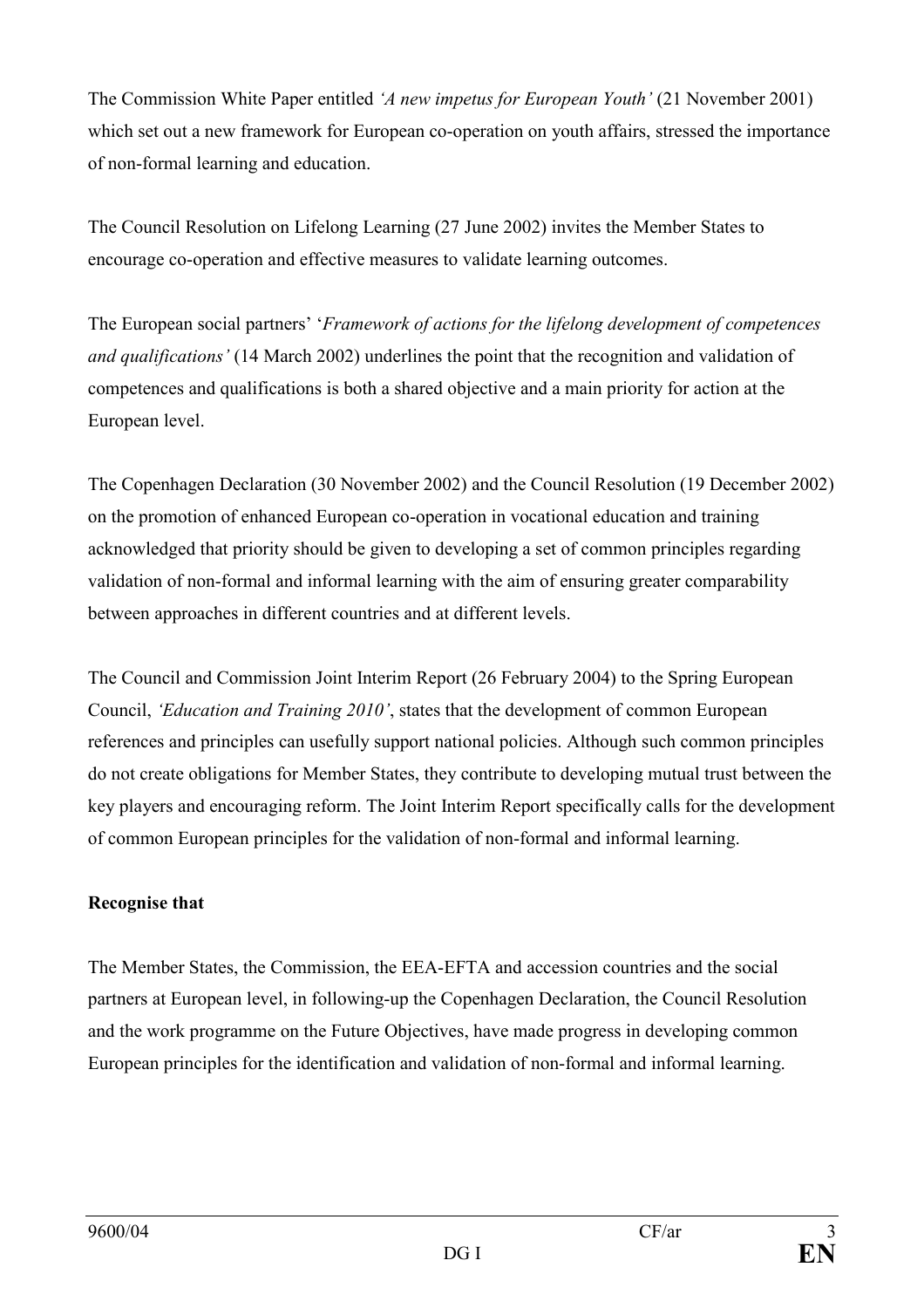The Commission White Paper entitled *'A new impetus for European Youth'* (21 November 2001) which set out a new framework for European co-operation on youth affairs, stressed the importance of non-formal learning and education.

The Council Resolution on Lifelong Learning (27 June 2002) invites the Member States to encourage co-operation and effective measures to validate learning outcomes.

The European social partners' '*Framework of actions for the lifelong development of competences and qualifications'* (14 March 2002) underlines the point that the recognition and validation of competences and qualifications is both a shared objective and a main priority for action at the European level.

The Copenhagen Declaration (30 November 2002) and the Council Resolution (19 December 2002) on the promotion of enhanced European co-operation in vocational education and training acknowledged that priority should be given to developing a set of common principles regarding validation of non-formal and informal learning with the aim of ensuring greater comparability between approaches in different countries and at different levels.

The Council and Commission Joint Interim Report (26 February 2004) to the Spring European Council, *'Education and Training 2010'*, states that the development of common European references and principles can usefully support national policies. Although such common principles do not create obligations for Member States, they contribute to developing mutual trust between the key players and encouraging reform. The Joint Interim Report specifically calls for the development of common European principles for the validation of non-formal and informal learning.

**Recognise that**

The Member States, the Commission, the EEA-EFTA and accession countries and the social partners at European level, in following-up the Copenhagen Declaration, the Council Resolution and the work programme on the Future Objectives, have made progress in developing common European principles for the identification and validation of non-formal and informal learning.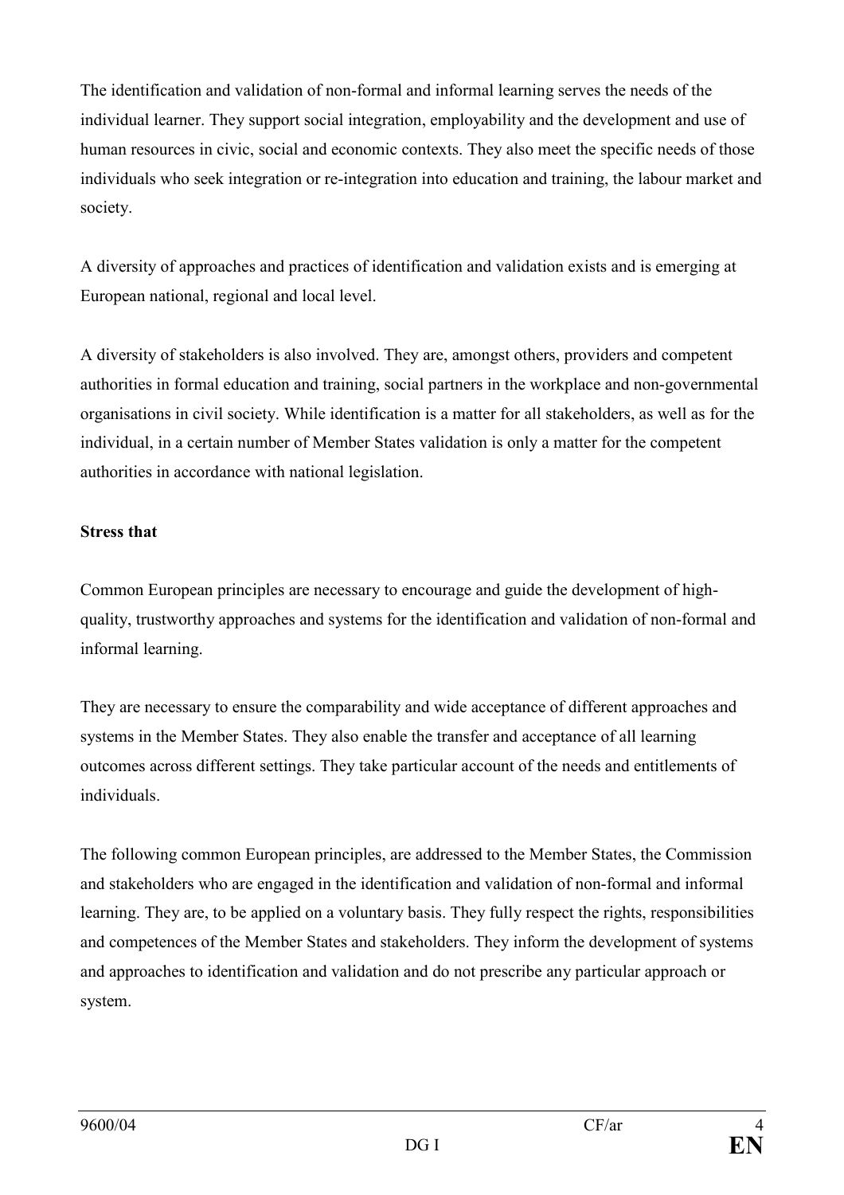The identification and validation of non-formal and informal learning serves the needs of the individual learner. They support social integration, employability and the development and use of human resources in civic, social and economic contexts. They also meet the specific needs of those individuals who seek integration or re-integration into education and training, the labour market and society.

A diversity of approaches and practices of identification and validation exists and is emerging at European national, regional and local level.

A diversity of stakeholders is also involved. They are, amongst others, providers and competent authorities in formal education and training, social partners in the workplace and non-governmental organisations in civil society. While identification is a matter for all stakeholders, as well as for the individual, in a certain number of Member States validation is only a matter for the competent authorities in accordance with national legislation.

**Stress that**

Common European principles are necessary to encourage and guide the development of high-quality, trustworthy approaches and systems for the identification and validation of non-formal and informal learning.

They are necessary to ensure the comparability and wide acceptance of different approaches and systems in the Member States. They also enable the transfer and acceptance of all learning outcomes across different settings. They take particular account of the needs and entitlements of individuals.

The following common European principles, are addressed to the Member States, the Commission and stakeholders who are engaged in the identification and validation of non-formal and informal learning. They are, to be applied on a voluntary basis. They fully respect the rights, responsibilities and competences of the Member States and stakeholders. They inform the development of systems and approaches to identification and validation and do not prescribe any particular approach or system.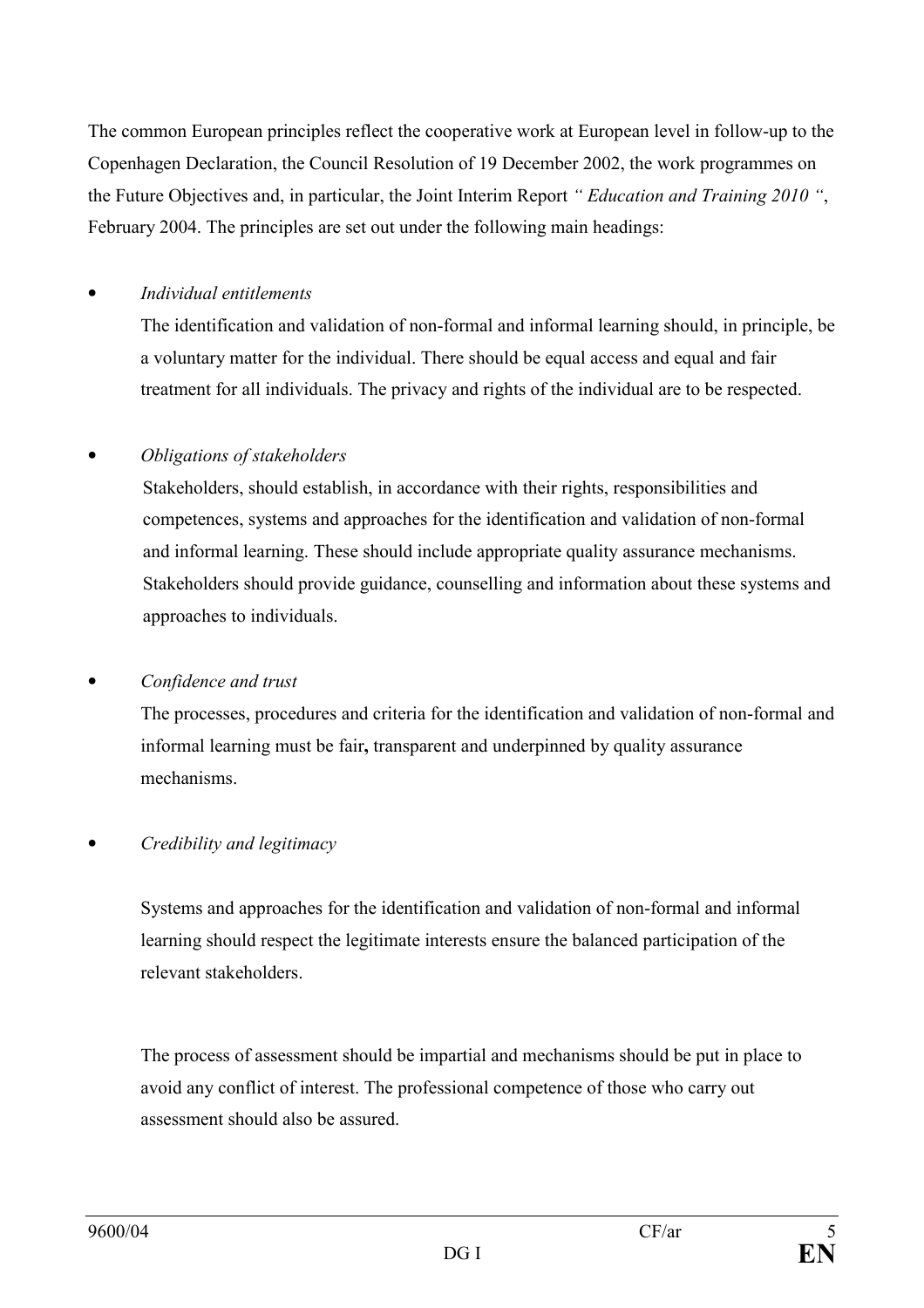The common European principles reflect the cooperative work at European level in follow-up to the Copenhagen Declaration, the Council Resolution of 19 December 2002, the work programmes on the Future Objectives and, in particular, the Joint Interim Report *" Education and Training 2010 "*, February 2004. The principles are set out under the following main headings:

- *Individual entitlements*

  The identification and validation of non-formal and informal learning should, in principle, be a voluntary matter for the individual. There should be equal access and equal and fair treatment for all individuals. The privacy and rights of the individual are to be respected.

- *Obligations of stakeholders*

  Stakeholders, should establish, in accordance with their rights, responsibilities and competences, systems and approaches for the identification and validation of non-formal and informal learning. These should include appropriate quality assurance mechanisms. Stakeholders should provide guidance, counselling and information about these systems and approaches to individuals.

- *Confidence and trust*

  The processes, procedures and criteria for the identification and validation of non-formal and informal learning must be fair**,** transparent and underpinned by quality assurance mechanisms.

- *Credibility and legitimacy*

  Systems and approaches for the identification and validation of non-formal and informal learning should respect the legitimate interests ensure the balanced participation of the relevant stakeholders.

  The process of assessment should be impartial and mechanisms should be put in place to avoid any conflict of interest. The professional competence of those who carry out assessment should also be assured.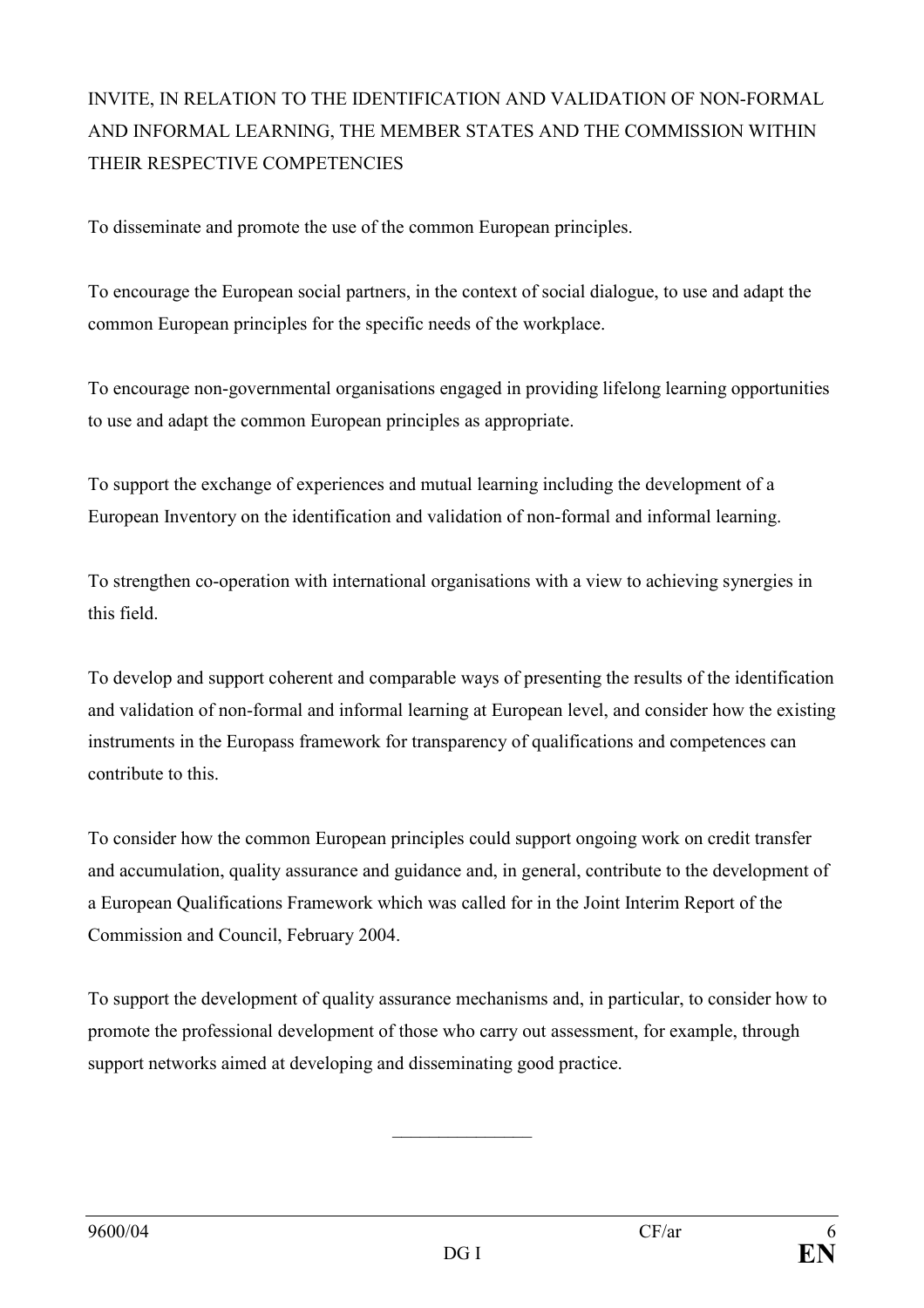INVITE, IN RELATION TO THE IDENTIFICATION AND VALIDATION OF NON-FORMAL AND INFORMAL LEARNING, THE MEMBER STATES AND THE COMMISSION WITHIN THEIR RESPECTIVE COMPETENCIES

To disseminate and promote the use of the common European principles.

To encourage the European social partners, in the context of social dialogue, to use and adapt the common European principles for the specific needs of the workplace.

To encourage non-governmental organisations engaged in providing lifelong learning opportunities to use and adapt the common European principles as appropriate.

To support the exchange of experiences and mutual learning including the development of a European Inventory on the identification and validation of non-formal and informal learning.

To strengthen co-operation with international organisations with a view to achieving synergies in this field.

To develop and support coherent and comparable ways of presenting the results of the identification and validation of non-formal and informal learning at European level, and consider how the existing instruments in the Europass framework for transparency of qualifications and competences can contribute to this.

To consider how the common European principles could support ongoing work on credit transfer and accumulation, quality assurance and guidance and, in general, contribute to the development of a European Qualifications Framework which was called for in the Joint Interim Report of the Commission and Council, February 2004.

To support the development of quality assurance mechanisms and, in particular, to consider how to promote the professional development of those who carry out assessment, for example, through support networks aimed at developing and disseminating good practice.

________________